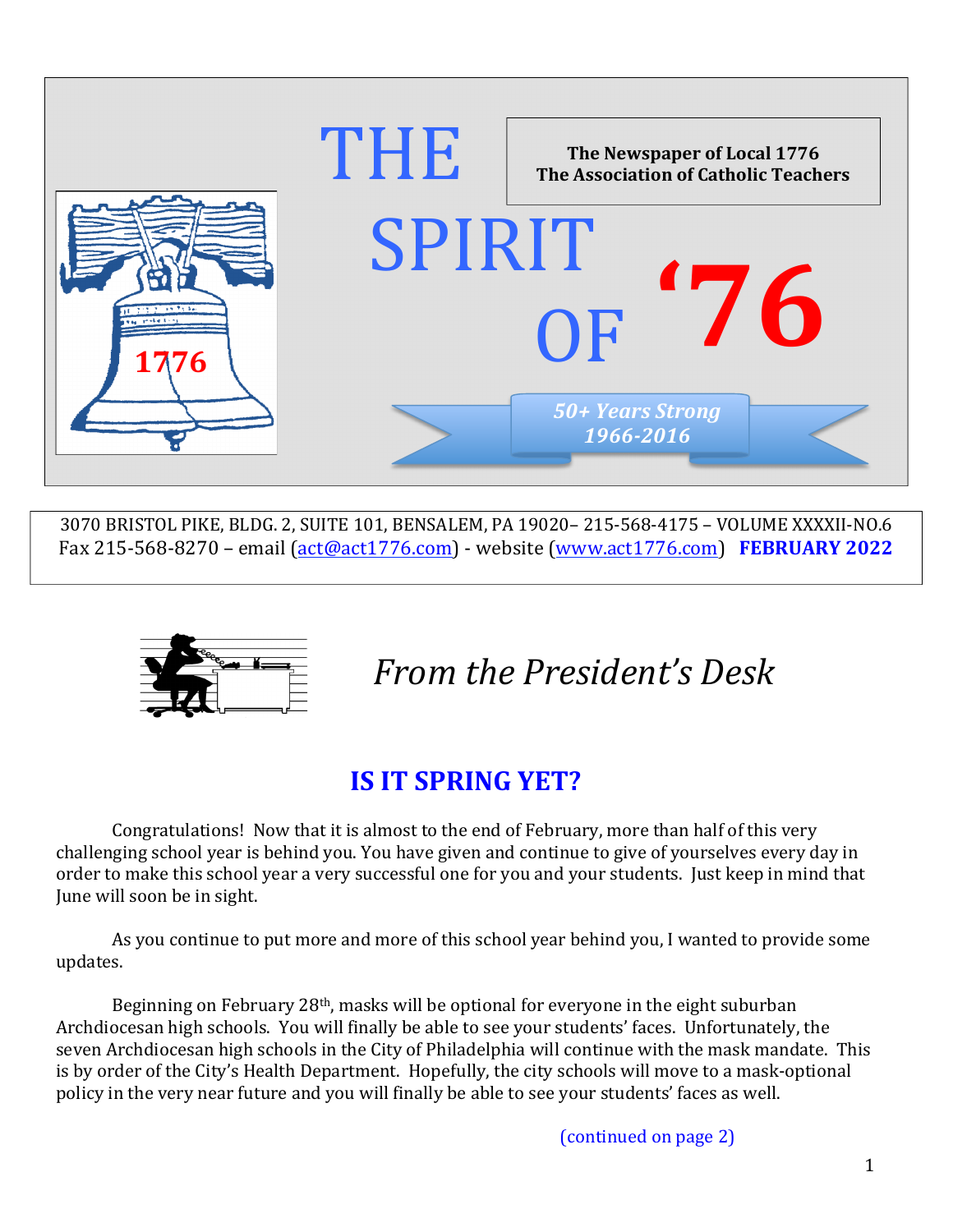# THE SPIRIT OF '76

**The Newspaper of Local 1776**
**The Association of Catholic Teachers**

1776

*50+ Years Strong*
*1966-2016*

3070 BRISTOL PIKE, BLDG. 2, SUITE 101, BENSALEM, PA 19020– 215-568-4175 – VOLUME XXXXII-NO.6
Fax 215-568-8270 – email (act@act1776.com) - website (www.act1776.com) **FEBRUARY 2022**

## *From the President's Desk*

### IS IT SPRING YET?

Congratulations! Now that it is almost to the end of February, more than half of this very challenging school year is behind you. You have given and continue to give of yourselves every day in order to make this school year a very successful one for you and your students. Just keep in mind that June will soon be in sight.

As you continue to put more and more of this school year behind you, I wanted to provide some updates.

Beginning on February 28th, masks will be optional for everyone in the eight suburban Archdiocesan high schools. You will finally be able to see your students' faces. Unfortunately, the seven Archdiocesan high schools in the City of Philadelphia will continue with the mask mandate. This is by order of the City's Health Department. Hopefully, the city schools will move to a mask-optional policy in the very near future and you will finally be able to see your students' faces as well.

(continued on page 2)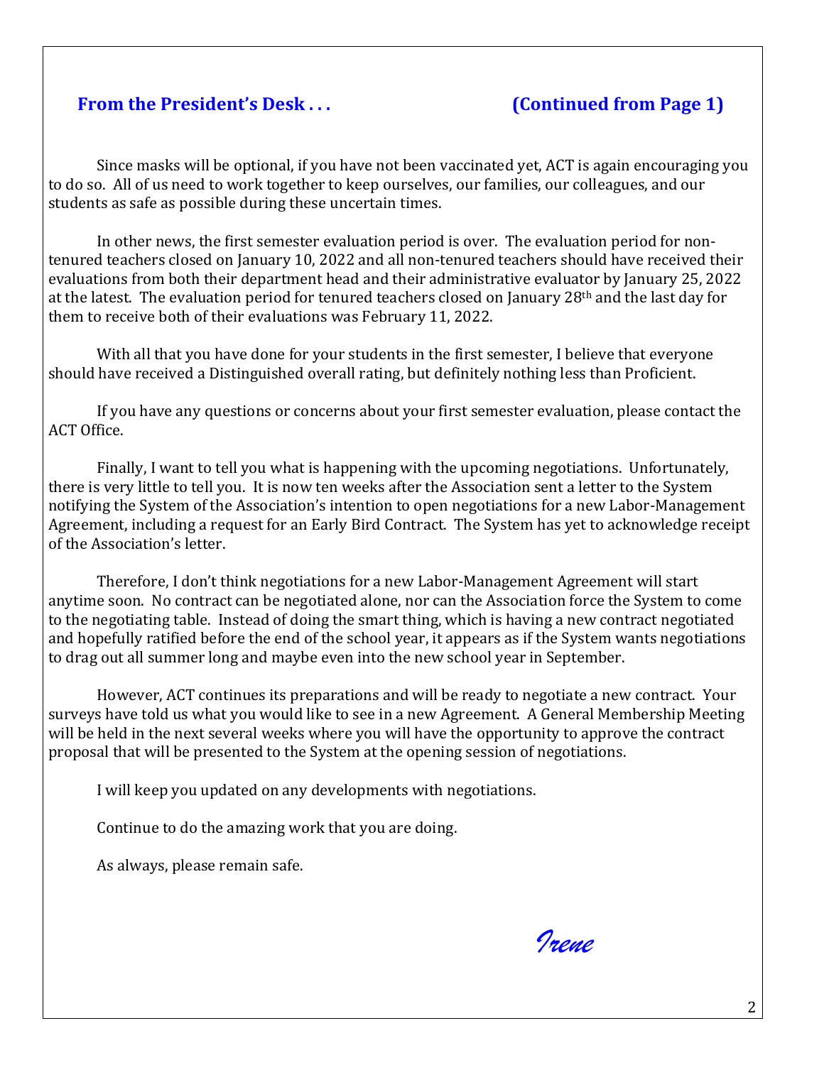## From the President's Desk . . . (Continued from Page 1)

Since masks will be optional, if you have not been vaccinated yet, ACT is again encouraging you to do so. All of us need to work together to keep ourselves, our families, our colleagues, and our students as safe as possible during these uncertain times.

In other news, the first semester evaluation period is over. The evaluation period for non-tenured teachers closed on January 10, 2022 and all non-tenured teachers should have received their evaluations from both their department head and their administrative evaluator by January 25, 2022 at the latest. The evaluation period for tenured teachers closed on January 28th and the last day for them to receive both of their evaluations was February 11, 2022.

With all that you have done for your students in the first semester, I believe that everyone should have received a Distinguished overall rating, but definitely nothing less than Proficient.

If you have any questions or concerns about your first semester evaluation, please contact the ACT Office.

Finally, I want to tell you what is happening with the upcoming negotiations. Unfortunately, there is very little to tell you. It is now ten weeks after the Association sent a letter to the System notifying the System of the Association's intention to open negotiations for a new Labor-Management Agreement, including a request for an Early Bird Contract. The System has yet to acknowledge receipt of the Association's letter.

Therefore, I don't think negotiations for a new Labor-Management Agreement will start anytime soon. No contract can be negotiated alone, nor can the Association force the System to come to the negotiating table. Instead of doing the smart thing, which is having a new contract negotiated and hopefully ratified before the end of the school year, it appears as if the System wants negotiations to drag out all summer long and maybe even into the new school year in September.

However, ACT continues its preparations and will be ready to negotiate a new contract. Your surveys have told us what you would like to see in a new Agreement. A General Membership Meeting will be held in the next several weeks where you will have the opportunity to approve the contract proposal that will be presented to the System at the opening session of negotiations.

I will keep you updated on any developments with negotiations.

Continue to do the amazing work that you are doing.

As always, please remain safe.

*Irene*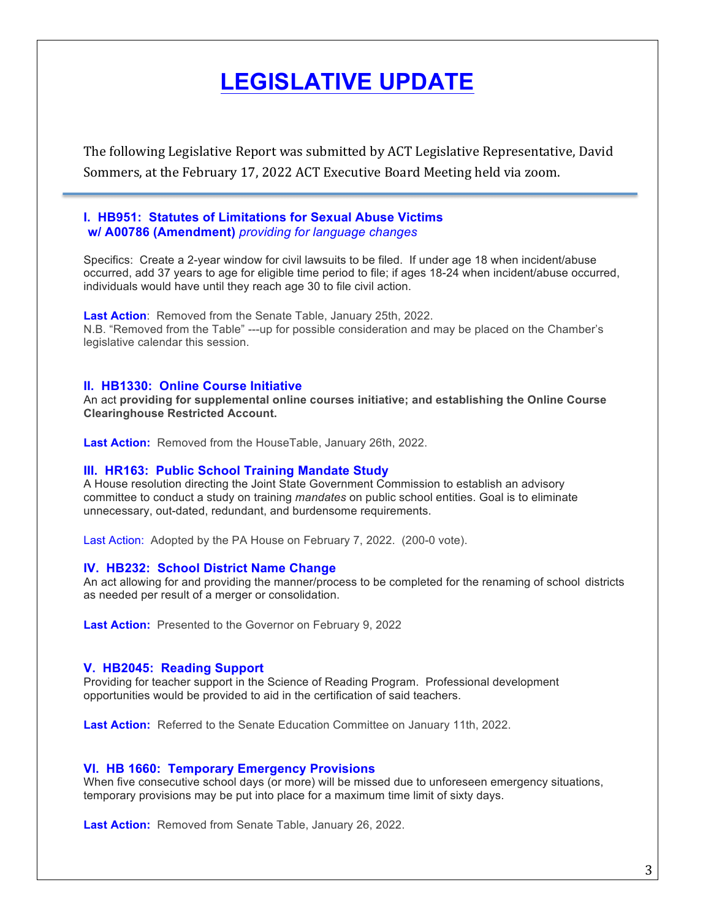# LEGISLATIVE UPDATE

The following Legislative Report was submitted by ACT Legislative Representative, David Sommers, at the February 17, 2022 ACT Executive Board Meeting held via zoom.

---

### I. HB951: Statutes of Limitations for Sexual Abuse Victims w/ A00786 (Amendment) *providing for language changes*

Specifics: Create a 2-year window for civil lawsuits to be filed. If under age 18 when incident/abuse occurred, add 37 years to age for eligible time period to file; if ages 18-24 when incident/abuse occurred, individuals would have until they reach age 30 to file civil action.

**Last Action**: Removed from the Senate Table, January 25th, 2022.
N.B. "Removed from the Table" ---up for possible consideration and may be placed on the Chamber's legislative calendar this session.

### II. HB1330: Online Course Initiative

An act **providing for supplemental online courses initiative; and establishing the Online Course Clearinghouse Restricted Account.**

**Last Action:** Removed from the HouseTable, January 26th, 2022.

### III. HR163: Public School Training Mandate Study

A House resolution directing the Joint State Government Commission to establish an advisory committee to conduct a study on training *mandates* on public school entities. Goal is to eliminate unnecessary, out-dated, redundant, and burdensome requirements.

Last Action: Adopted by the PA House on February 7, 2022. (200-0 vote).

### IV. HB232: School District Name Change

An act allowing for and providing the manner/process to be completed for the renaming of school districts as needed per result of a merger or consolidation.

**Last Action:** Presented to the Governor on February 9, 2022

### V. HB2045: Reading Support

Providing for teacher support in the Science of Reading Program. Professional development opportunities would be provided to aid in the certification of said teachers.

**Last Action:** Referred to the Senate Education Committee on January 11th, 2022.

### VI. HB 1660: Temporary Emergency Provisions

When five consecutive school days (or more) will be missed due to unforeseen emergency situations, temporary provisions may be put into place for a maximum time limit of sixty days.

**Last Action:** Removed from Senate Table, January 26, 2022.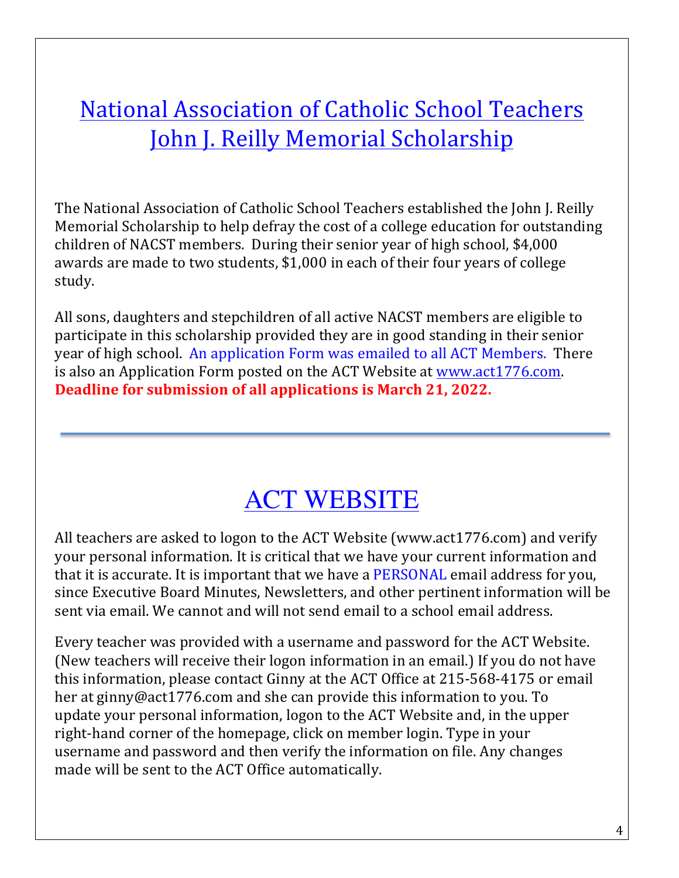# National Association of Catholic School Teachers John J. Reilly Memorial Scholarship

The National Association of Catholic School Teachers established the John J. Reilly Memorial Scholarship to help defray the cost of a college education for outstanding children of NACST members. During their senior year of high school, $4,000 awards are made to two students, $1,000 in each of their four years of college study.

All sons, daughters and stepchildren of all active NACST members are eligible to participate in this scholarship provided they are in good standing in their senior year of high school. An application Form was emailed to all ACT Members. There is also an Application Form posted on the ACT Website at www.act1776.com. **Deadline for submission of all applications is March 21, 2022.**

---

# ACT WEBSITE

All teachers are asked to logon to the ACT Website (www.act1776.com) and verify your personal information. It is critical that we have your current information and that it is accurate. It is important that we have a PERSONAL email address for you, since Executive Board Minutes, Newsletters, and other pertinent information will be sent via email. We cannot and will not send email to a school email address.

Every teacher was provided with a username and password for the ACT Website. (New teachers will receive their logon information in an email.) If you do not have this information, please contact Ginny at the ACT Office at 215-568-4175 or email her at ginny@act1776.com and she can provide this information to you. To update your personal information, logon to the ACT Website and, in the upper right-hand corner of the homepage, click on member login. Type in your username and password and then verify the information on file. Any changes made will be sent to the ACT Office automatically.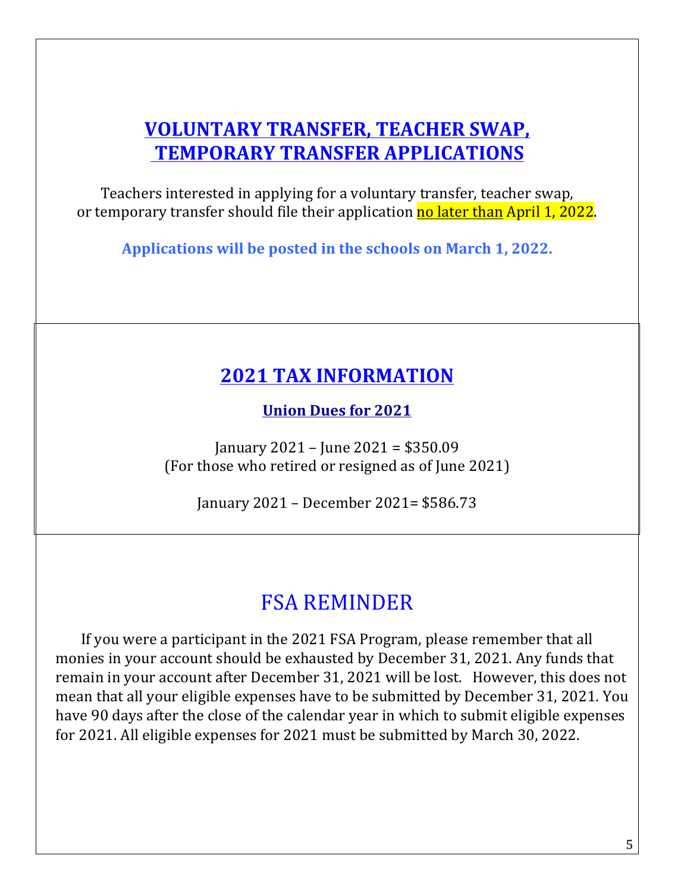## VOLUNTARY TRANSFER, TEACHER SWAP, TEMPORARY TRANSFER APPLICATIONS

Teachers interested in applying for a voluntary transfer, teacher swap, or temporary transfer should file their application no later than April 1, 2022.

**Applications will be posted in the schools on March 1, 2022.**

## 2021 TAX INFORMATION

### Union Dues for 2021

January 2021 – June 2021 = $350.09
(For those who retired or resigned as of June 2021)

January 2021 – December 2021= $586.73

## FSA REMINDER

If you were a participant in the 2021 FSA Program, please remember that all monies in your account should be exhausted by December 31, 2021. Any funds that remain in your account after December 31, 2021 will be lost. However, this does not mean that all your eligible expenses have to be submitted by December 31, 2021. You have 90 days after the close of the calendar year in which to submit eligible expenses for 2021. All eligible expenses for 2021 must be submitted by March 30, 2022.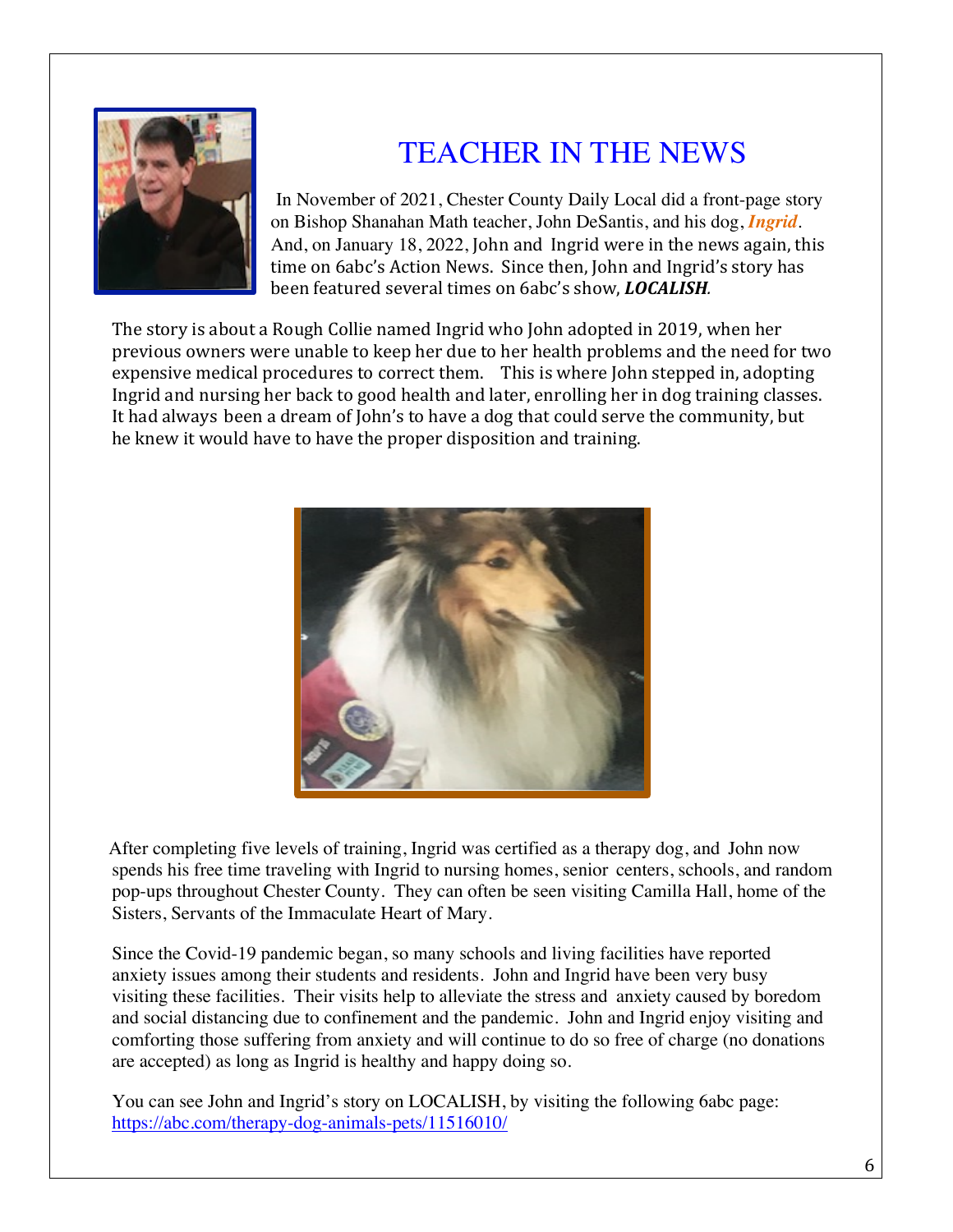# TEACHER IN THE NEWS

In November of 2021, Chester County Daily Local did a front-page story on Bishop Shanahan Math teacher, John DeSantis, and his dog, ***Ingrid***. And, on January 18, 2022, John and Ingrid were in the news again, this time on 6abc's Action News. Since then, John and Ingrid's story has been featured several times on 6abc's show, ***LOCALISH.***

The story is about a Rough Collie named Ingrid who John adopted in 2019, when her previous owners were unable to keep her due to her health problems and the need for two expensive medical procedures to correct them. This is where John stepped in, adopting Ingrid and nursing her back to good health and later, enrolling her in dog training classes. It had always been a dream of John's to have a dog that could serve the community, but he knew it would have to have the proper disposition and training.

After completing five levels of training, Ingrid was certified as a therapy dog, and John now spends his free time traveling with Ingrid to nursing homes, senior centers, schools, and random pop-ups throughout Chester County. They can often be seen visiting Camilla Hall, home of the Sisters, Servants of the Immaculate Heart of Mary.

Since the Covid-19 pandemic began, so many schools and living facilities have reported anxiety issues among their students and residents. John and Ingrid have been very busy visiting these facilities. Their visits help to alleviate the stress and anxiety caused by boredom and social distancing due to confinement and the pandemic. John and Ingrid enjoy visiting and comforting those suffering from anxiety and will continue to do so free of charge (no donations are accepted) as long as Ingrid is healthy and happy doing so.

You can see John and Ingrid's story on LOCALISH, by visiting the following 6abc page: https://abc.com/therapy-dog-animals-pets/11516010/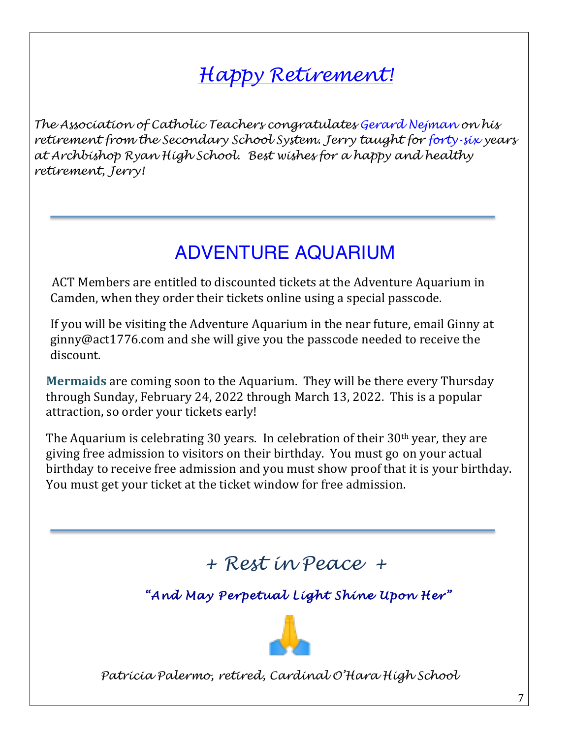# *Happy Retirement!*

*The Association of Catholic Teachers congratulates Gerard Nejman on his retirement from the Secondary School System. Jerry taught for forty-six years at Archbishop Ryan High School. Best wishes for a happy and healthy retirement, Jerry!*

---

## ADVENTURE AQUARIUM

ACT Members are entitled to discounted tickets at the Adventure Aquarium in Camden, when they order their tickets online using a special passcode.

If you will be visiting the Adventure Aquarium in the near future, email Ginny at ginny@act1776.com and she will give you the passcode needed to receive the discount.

**Mermaids** are coming soon to the Aquarium. They will be there every Thursday through Sunday, February 24, 2022 through March 13, 2022. This is a popular attraction, so order your tickets early!

The Aquarium is celebrating 30 years. In celebration of their 30th year, they are giving free admission to visitors on their birthday. You must go on your actual birthday to receive free admission and you must show proof that it is your birthday. You must get your ticket at the ticket window for free admission.

---

## *+ Rest in Peace +*

***"And May Perpetual Light Shine Upon Her"***

🙏

*Patricia Palermo, retired, Cardinal O'Hara High School*